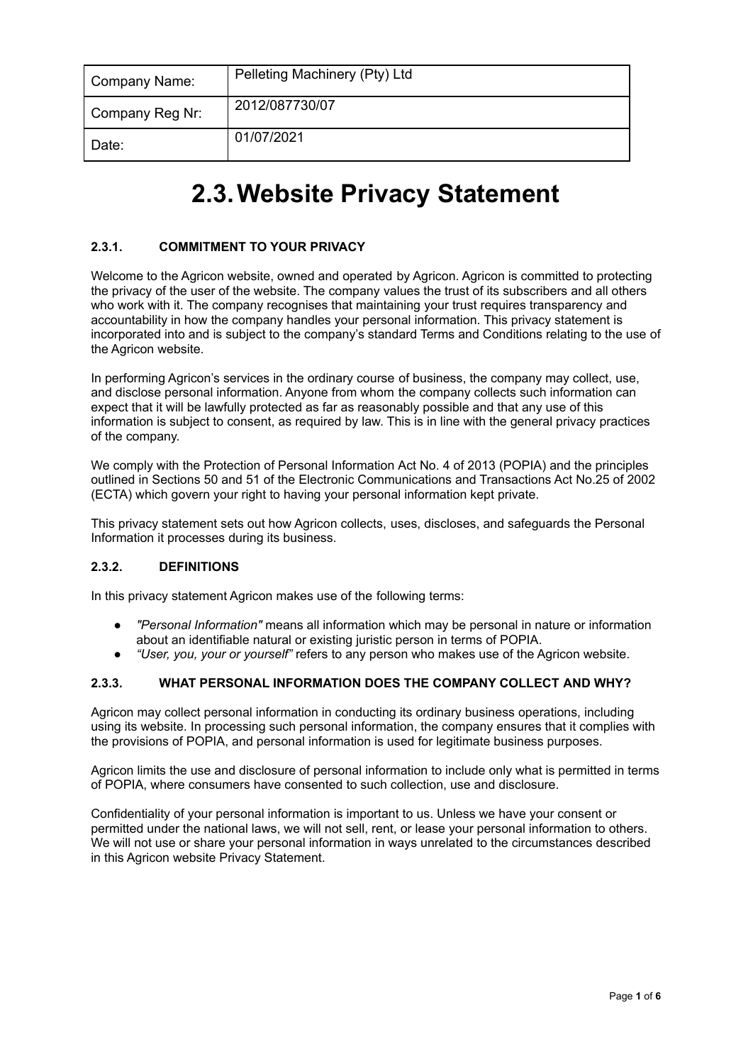| Company Name: | Pelleting Machinery (Pty) Ltd |
|---|---|
| Company Reg Nr: | 2012/087730/07 |
| Date: | 01/07/2021 |

# 2.3. Website Privacy Statement

### 2.3.1. COMMITMENT TO YOUR PRIVACY

Welcome to the Agricon website, owned and operated by Agricon. Agricon is committed to protecting the privacy of the user of the website. The company values the trust of its subscribers and all others who work with it. The company recognises that maintaining your trust requires transparency and accountability in how the company handles your personal information. This privacy statement is incorporated into and is subject to the company's standard Terms and Conditions relating to the use of the Agricon website.

In performing Agricon's services in the ordinary course of business, the company may collect, use, and disclose personal information. Anyone from whom the company collects such information can expect that it will be lawfully protected as far as reasonably possible and that any use of this information is subject to consent, as required by law. This is in line with the general privacy practices of the company.

We comply with the Protection of Personal Information Act No. 4 of 2013 (POPIA) and the principles outlined in Sections 50 and 51 of the Electronic Communications and Transactions Act No.25 of 2002 (ECTA) which govern your right to having your personal information kept private.

This privacy statement sets out how Agricon collects, uses, discloses, and safeguards the Personal Information it processes during its business.

### 2.3.2. DEFINITIONS

In this privacy statement Agricon makes use of the following terms:

- *"Personal Information"* means all information which may be personal in nature or information about an identifiable natural or existing juristic person in terms of POPIA.
- *"User, you, your or yourself"* refers to any person who makes use of the Agricon website.

### 2.3.3. WHAT PERSONAL INFORMATION DOES THE COMPANY COLLECT AND WHY?

Agricon may collect personal information in conducting its ordinary business operations, including using its website. In processing such personal information, the company ensures that it complies with the provisions of POPIA, and personal information is used for legitimate business purposes.

Agricon limits the use and disclosure of personal information to include only what is permitted in terms of POPIA, where consumers have consented to such collection, use and disclosure.

Confidentiality of your personal information is important to us. Unless we have your consent or permitted under the national laws, we will not sell, rent, or lease your personal information to others. We will not use or share your personal information in ways unrelated to the circumstances described in this Agricon website Privacy Statement.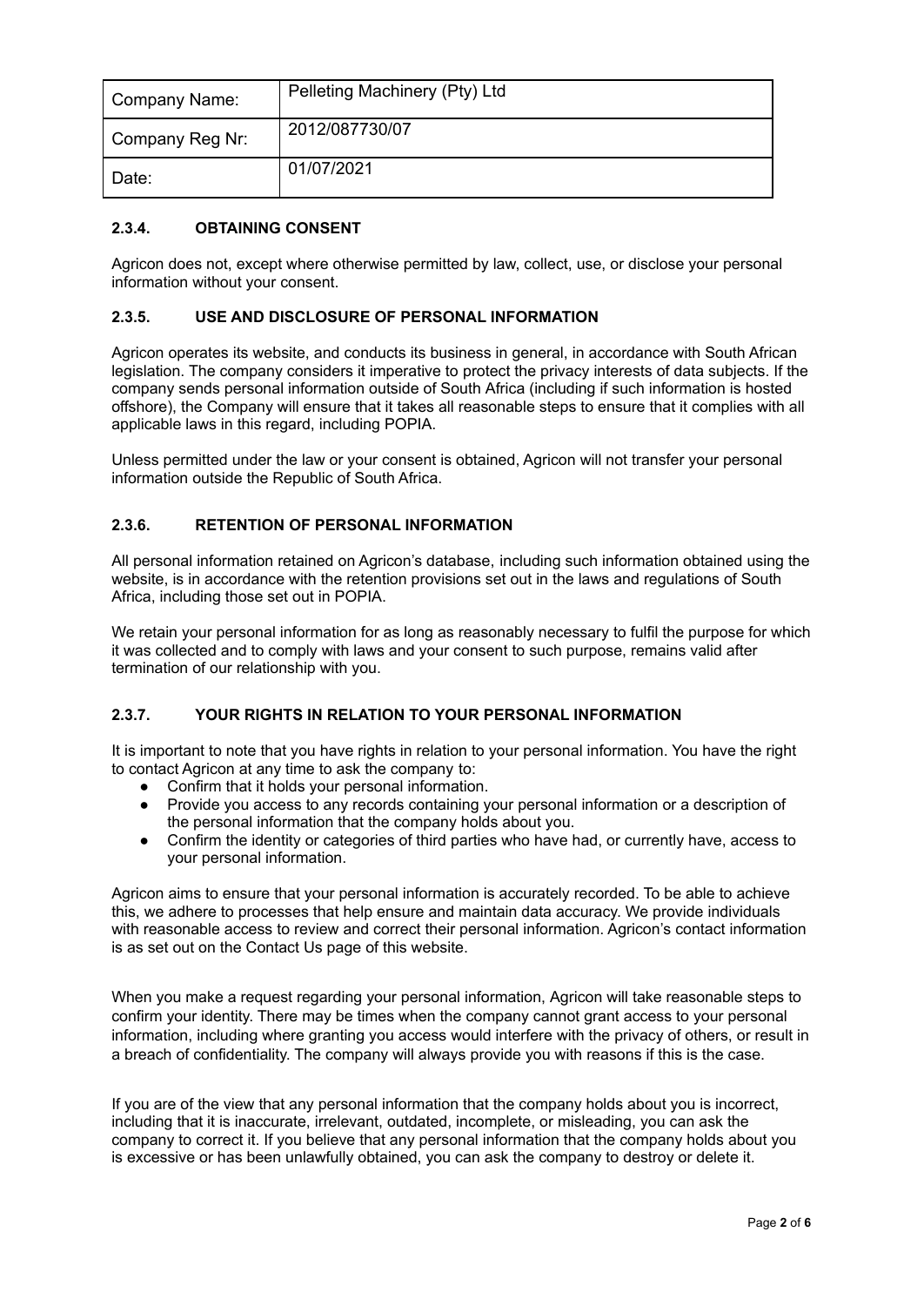| Company Name: | Pelleting Machinery (Pty) Ltd |
| --- | --- |
| Company Reg Nr: | 2012/087730/07 |
| Date: | 01/07/2021 |

### 2.3.4. OBTAINING CONSENT

Agricon does not, except where otherwise permitted by law, collect, use, or disclose your personal information without your consent.

### 2.3.5. USE AND DISCLOSURE OF PERSONAL INFORMATION

Agricon operates its website, and conducts its business in general, in accordance with South African legislation. The company considers it imperative to protect the privacy interests of data subjects. If the company sends personal information outside of South Africa (including if such information is hosted offshore), the Company will ensure that it takes all reasonable steps to ensure that it complies with all applicable laws in this regard, including POPIA.

Unless permitted under the law or your consent is obtained, Agricon will not transfer your personal information outside the Republic of South Africa.

### 2.3.6. RETENTION OF PERSONAL INFORMATION

All personal information retained on Agricon's database, including such information obtained using the website, is in accordance with the retention provisions set out in the laws and regulations of South Africa, including those set out in POPIA.

We retain your personal information for as long as reasonably necessary to fulfil the purpose for which it was collected and to comply with laws and your consent to such purpose, remains valid after termination of our relationship with you.

### 2.3.7. YOUR RIGHTS IN RELATION TO YOUR PERSONAL INFORMATION

It is important to note that you have rights in relation to your personal information. You have the right to contact Agricon at any time to ask the company to:

- Confirm that it holds your personal information.
- Provide you access to any records containing your personal information or a description of the personal information that the company holds about you.
- Confirm the identity or categories of third parties who have had, or currently have, access to your personal information.

Agricon aims to ensure that your personal information is accurately recorded. To be able to achieve this, we adhere to processes that help ensure and maintain data accuracy. We provide individuals with reasonable access to review and correct their personal information. Agricon's contact information is as set out on the Contact Us page of this website.

When you make a request regarding your personal information, Agricon will take reasonable steps to confirm your identity. There may be times when the company cannot grant access to your personal information, including where granting you access would interfere with the privacy of others, or result in a breach of confidentiality. The company will always provide you with reasons if this is the case.

If you are of the view that any personal information that the company holds about you is incorrect, including that it is inaccurate, irrelevant, outdated, incomplete, or misleading, you can ask the company to correct it. If you believe that any personal information that the company holds about you is excessive or has been unlawfully obtained, you can ask the company to destroy or delete it.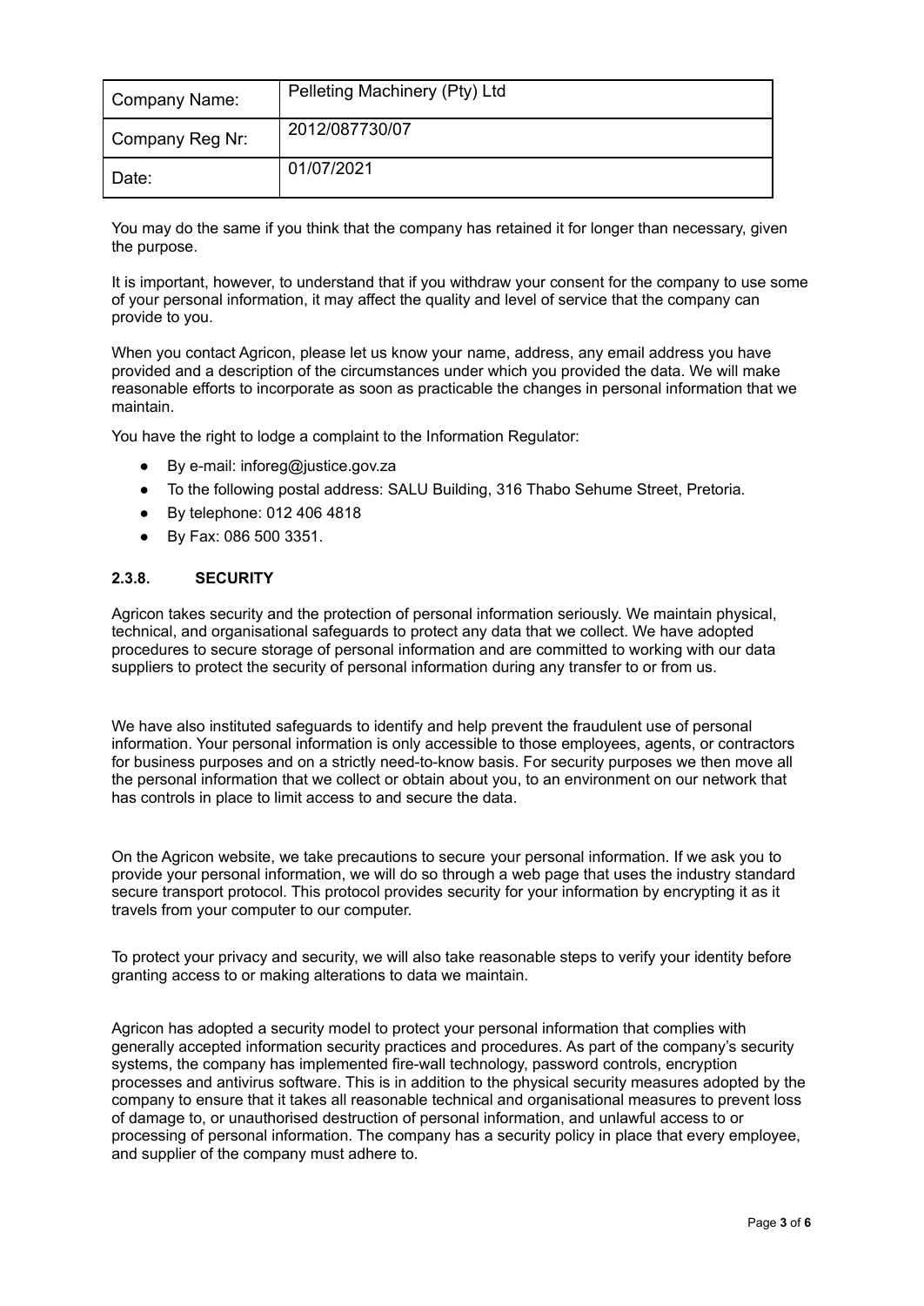| Company Name: | Pelleting Machinery (Pty) Ltd |
|---|---|
| Company Reg Nr: | 2012/087730/07 |
| Date: | 01/07/2021 |

You may do the same if you think that the company has retained it for longer than necessary, given the purpose.

It is important, however, to understand that if you withdraw your consent for the company to use some of your personal information, it may affect the quality and level of service that the company can provide to you.

When you contact Agricon, please let us know your name, address, any email address you have provided and a description of the circumstances under which you provided the data. We will make reasonable efforts to incorporate as soon as practicable the changes in personal information that we maintain.

You have the right to lodge a complaint to the Information Regulator:

- By e-mail: inforeg@justice.gov.za
- To the following postal address: SALU Building, 316 Thabo Sehume Street, Pretoria.
- By telephone: 012 406 4818
- By Fax: 086 500 3351.

#### 2.3.8. SECURITY

Agricon takes security and the protection of personal information seriously. We maintain physical, technical, and organisational safeguards to protect any data that we collect. We have adopted procedures to secure storage of personal information and are committed to working with our data suppliers to protect the security of personal information during any transfer to or from us.

We have also instituted safeguards to identify and help prevent the fraudulent use of personal information. Your personal information is only accessible to those employees, agents, or contractors for business purposes and on a strictly need-to-know basis. For security purposes we then move all the personal information that we collect or obtain about you, to an environment on our network that has controls in place to limit access to and secure the data.

On the Agricon website, we take precautions to secure your personal information. If we ask you to provide your personal information, we will do so through a web page that uses the industry standard secure transport protocol. This protocol provides security for your information by encrypting it as it travels from your computer to our computer.

To protect your privacy and security, we will also take reasonable steps to verify your identity before granting access to or making alterations to data we maintain.

Agricon has adopted a security model to protect your personal information that complies with generally accepted information security practices and procedures. As part of the company's security systems, the company has implemented fire-wall technology, password controls, encryption processes and antivirus software. This is in addition to the physical security measures adopted by the company to ensure that it takes all reasonable technical and organisational measures to prevent loss of damage to, or unauthorised destruction of personal information, and unlawful access to or processing of personal information. The company has a security policy in place that every employee, and supplier of the company must adhere to.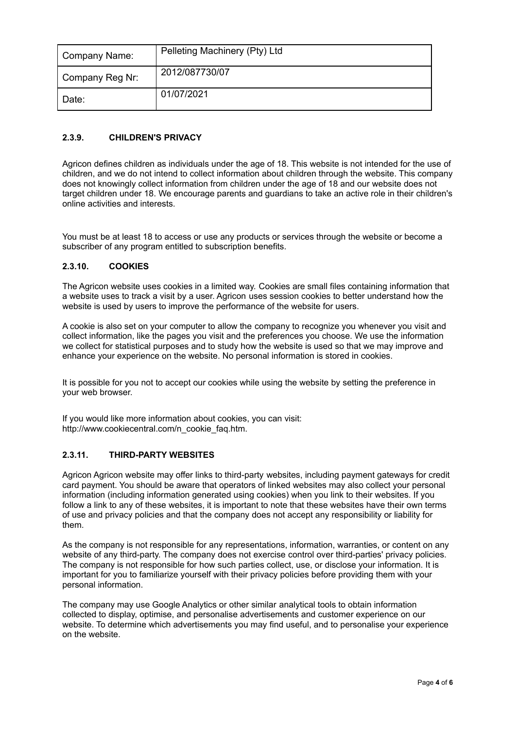| Company Name: | Pelleting Machinery (Pty) Ltd |
| --- | --- |
| Company Reg Nr: | 2012/087730/07 |
| Date: | 01/07/2021 |

### 2.3.9. CHILDREN'S PRIVACY

Agricon defines children as individuals under the age of 18. This website is not intended for the use of children, and we do not intend to collect information about children through the website. This company does not knowingly collect information from children under the age of 18 and our website does not target children under 18. We encourage parents and guardians to take an active role in their children's online activities and interests.

You must be at least 18 to access or use any products or services through the website or become a subscriber of any program entitled to subscription benefits.

### 2.3.10. COOKIES

The Agricon website uses cookies in a limited way. Cookies are small files containing information that a website uses to track a visit by a user. Agricon uses session cookies to better understand how the website is used by users to improve the performance of the website for users.

A cookie is also set on your computer to allow the company to recognize you whenever you visit and collect information, like the pages you visit and the preferences you choose. We use the information we collect for statistical purposes and to study how the website is used so that we may improve and enhance your experience on the website. No personal information is stored in cookies.

It is possible for you not to accept our cookies while using the website by setting the preference in your web browser.

If you would like more information about cookies, you can visit: http://www.cookiecentral.com/n_cookie_faq.htm.

### 2.3.11. THIRD-PARTY WEBSITES

Agricon Agricon website may offer links to third-party websites, including payment gateways for credit card payment. You should be aware that operators of linked websites may also collect your personal information (including information generated using cookies) when you link to their websites. If you follow a link to any of these websites, it is important to note that these websites have their own terms of use and privacy policies and that the company does not accept any responsibility or liability for them.

As the company is not responsible for any representations, information, warranties, or content on any website of any third-party. The company does not exercise control over third-parties' privacy policies. The company is not responsible for how such parties collect, use, or disclose your information. It is important for you to familiarize yourself with their privacy policies before providing them with your personal information.

The company may use Google Analytics or other similar analytical tools to obtain information collected to display, optimise, and personalise advertisements and customer experience on our website. To determine which advertisements you may find useful, and to personalise your experience on the website.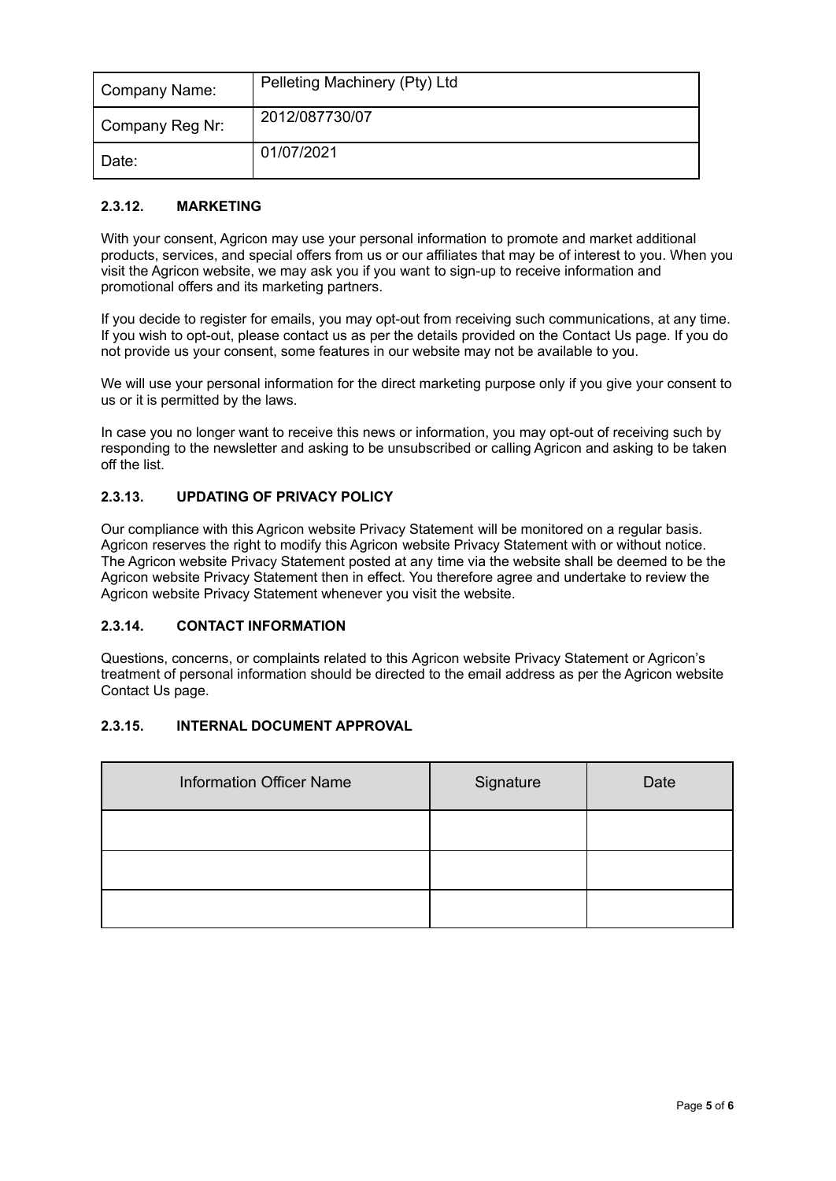| Company Name: | Pelleting Machinery (Pty) Ltd |
| --- | --- |
| Company Reg Nr: | 2012/087730/07 |
| Date: | 01/07/2021 |

### 2.3.12. MARKETING

With your consent, Agricon may use your personal information to promote and market additional products, services, and special offers from us or our affiliates that may be of interest to you. When you visit the Agricon website, we may ask you if you want to sign-up to receive information and promotional offers and its marketing partners.

If you decide to register for emails, you may opt-out from receiving such communications, at any time. If you wish to opt-out, please contact us as per the details provided on the Contact Us page. If you do not provide us your consent, some features in our website may not be available to you.

We will use your personal information for the direct marketing purpose only if you give your consent to us or it is permitted by the laws.

In case you no longer want to receive this news or information, you may opt-out of receiving such by responding to the newsletter and asking to be unsubscribed or calling Agricon and asking to be taken off the list.

### 2.3.13. UPDATING OF PRIVACY POLICY

Our compliance with this Agricon website Privacy Statement will be monitored on a regular basis. Agricon reserves the right to modify this Agricon website Privacy Statement with or without notice. The Agricon website Privacy Statement posted at any time via the website shall be deemed to be the Agricon website Privacy Statement then in effect. You therefore agree and undertake to review the Agricon website Privacy Statement whenever you visit the website.

### 2.3.14. CONTACT INFORMATION

Questions, concerns, or complaints related to this Agricon website Privacy Statement or Agricon's treatment of personal information should be directed to the email address as per the Agricon website Contact Us page.

### 2.3.15. INTERNAL DOCUMENT APPROVAL

| Information Officer Name | Signature | Date |
| --- | --- | --- |
| | | |
| | | |
| | | |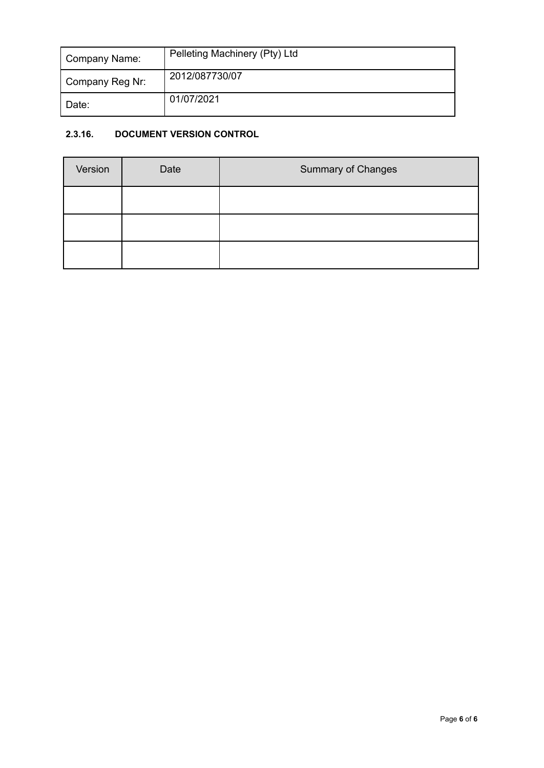| | |
|---|---|
| Company Name: | Pelleting Machinery (Pty) Ltd |
| Company Reg Nr: | 2012/087730/07 |
| Date: | 01/07/2021 |

### 2.3.16. DOCUMENT VERSION CONTROL

| Version | Date | Summary of Changes |
|---|---|---|
| | | |
| | | |
| | | |